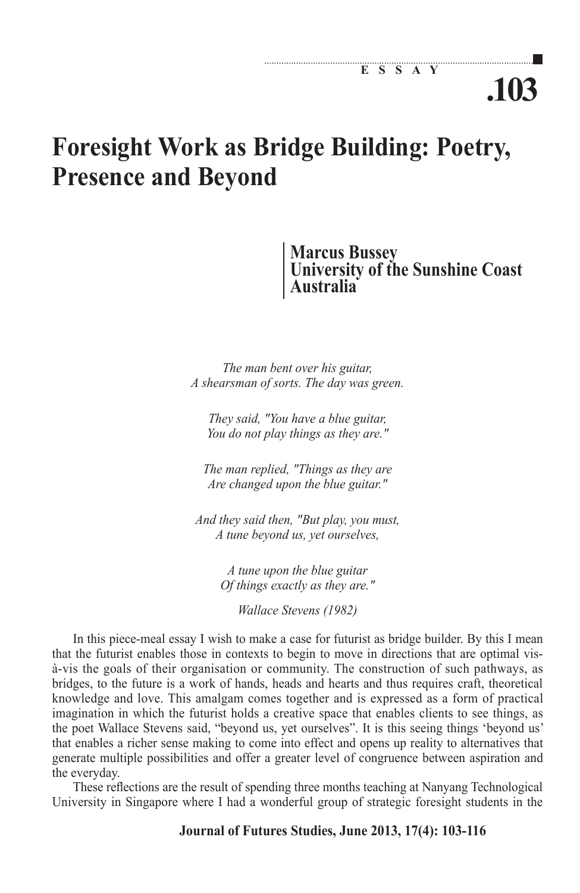ESSAY

# Foresight Work as Bridge Building: Poetry, Presence and Beyond

**Marcus Bussey**
**University of the Sunshine Coast**
**Australia**

*The man bent over his guitar,*
*A shearsman of sorts. The day was green.*

*They said, "You have a blue guitar,*
*You do not play things as they are."*

*The man replied, "Things as they are*
*Are changed upon the blue guitar."*

*And they said then, "But play, you must,*
*A tune beyond us, yet ourselves,*

*A tune upon the blue guitar*
*Of things exactly as they are."*

*Wallace Stevens (1982)*

In this piece-meal essay I wish to make a case for futurist as bridge builder. By this I mean that the futurist enables those in contexts to begin to move in directions that are optimal vis-à-vis the goals of their organisation or community. The construction of such pathways, as bridges, to the future is a work of hands, heads and hearts and thus requires craft, theoretical knowledge and love. This amalgam comes together and is expressed as a form of practical imagination in which the futurist holds a creative space that enables clients to see things, as the poet Wallace Stevens said, "beyond us, yet ourselves". It is this seeing things 'beyond us' that enables a richer sense making to come into effect and opens up reality to alternatives that generate multiple possibilities and offer a greater level of congruence between aspiration and the everyday.

These reflections are the result of spending three months teaching at Nanyang Technological University in Singapore where I had a wonderful group of strategic foresight students in the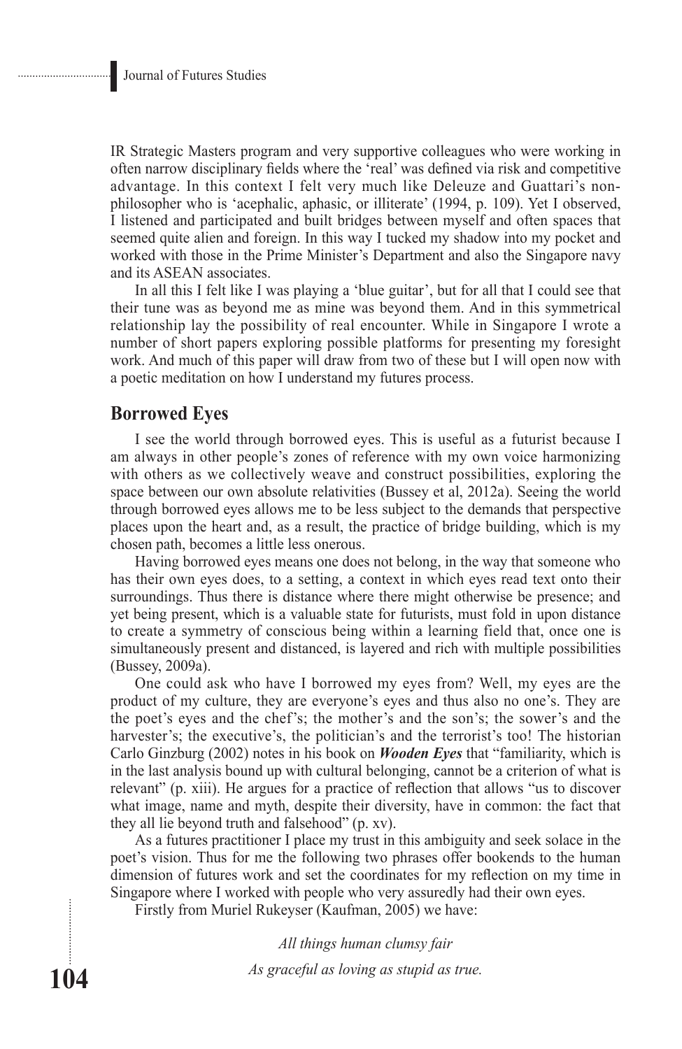IR Strategic Masters program and very supportive colleagues who were working in often narrow disciplinary fields where the 'real' was defined via risk and competitive advantage. In this context I felt very much like Deleuze and Guattari's non-philosopher who is 'acephalic, aphasic, or illiterate' (1994, p. 109). Yet I observed, I listened and participated and built bridges between myself and often spaces that seemed quite alien and foreign. In this way I tucked my shadow into my pocket and worked with those in the Prime Minister's Department and also the Singapore navy and its ASEAN associates.

In all this I felt like I was playing a 'blue guitar', but for all that I could see that their tune was as beyond me as mine was beyond them. And in this symmetrical relationship lay the possibility of real encounter. While in Singapore I wrote a number of short papers exploring possible platforms for presenting my foresight work. And much of this paper will draw from two of these but I will open now with a poetic meditation on how I understand my futures process.

## Borrowed Eyes

I see the world through borrowed eyes. This is useful as a futurist because I am always in other people's zones of reference with my own voice harmonizing with others as we collectively weave and construct possibilities, exploring the space between our own absolute relativities (Bussey et al, 2012a). Seeing the world through borrowed eyes allows me to be less subject to the demands that perspective places upon the heart and, as a result, the practice of bridge building, which is my chosen path, becomes a little less onerous.

Having borrowed eyes means one does not belong, in the way that someone who has their own eyes does, to a setting, a context in which eyes read text onto their surroundings. Thus there is distance where there might otherwise be presence; and yet being present, which is a valuable state for futurists, must fold in upon distance to create a symmetry of conscious being within a learning field that, once one is simultaneously present and distanced, is layered and rich with multiple possibilities (Bussey, 2009a).

One could ask who have I borrowed my eyes from? Well, my eyes are the product of my culture, they are everyone's eyes and thus also no one's. They are the poet's eyes and the chef's; the mother's and the son's; the sower's and the harvester's; the executive's, the politician's and the terrorist's too! The historian Carlo Ginzburg (2002) notes in his book on ***Wooden Eyes*** that "familiarity, which is in the last analysis bound up with cultural belonging, cannot be a criterion of what is relevant" (p. xiii). He argues for a practice of reflection that allows "us to discover what image, name and myth, despite their diversity, have in common: the fact that they all lie beyond truth and falsehood" (p. xv).

As a futures practitioner I place my trust in this ambiguity and seek solace in the poet's vision. Thus for me the following two phrases offer bookends to the human dimension of futures work and set the coordinates for my reflection on my time in Singapore where I worked with people who very assuredly had their own eyes.

Firstly from Muriel Rukeyser (Kaufman, 2005) we have:

*All things human clumsy fair*  
*As graceful as loving as stupid as true.*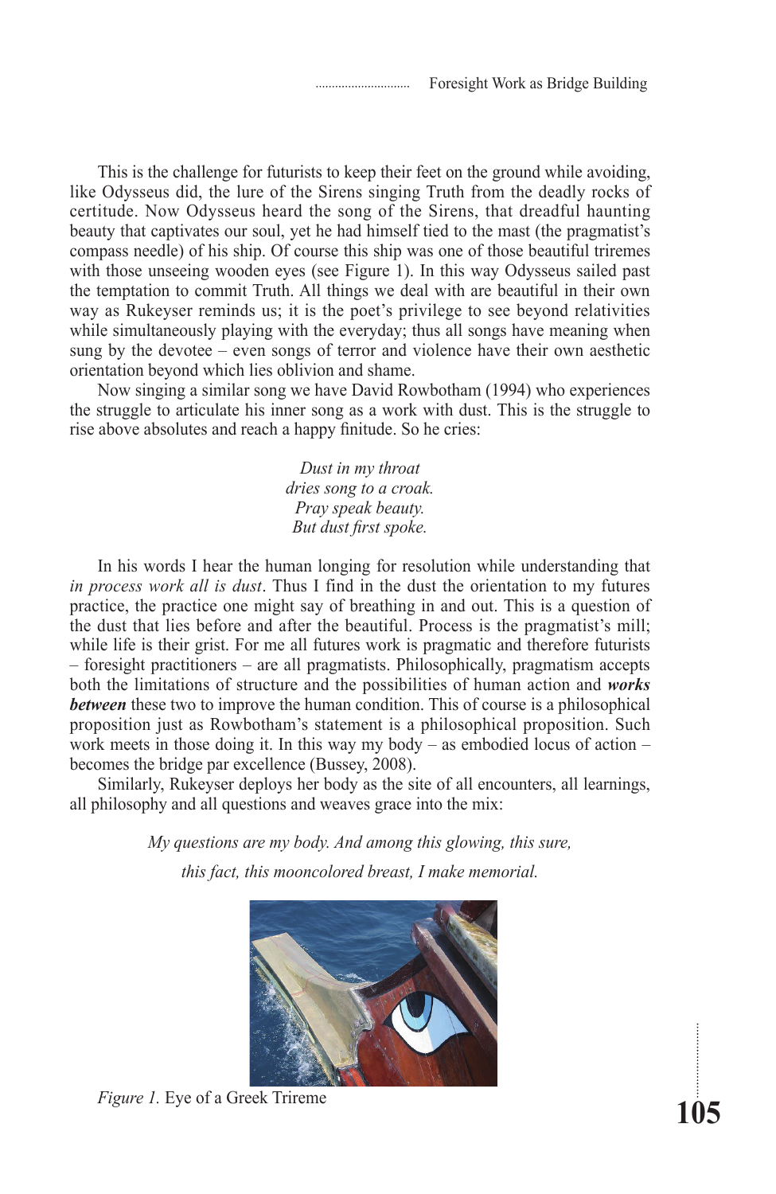This is the challenge for futurists to keep their feet on the ground while avoiding, like Odysseus did, the lure of the Sirens singing Truth from the deadly rocks of certitude. Now Odysseus heard the song of the Sirens, that dreadful haunting beauty that captivates our soul, yet he had himself tied to the mast (the pragmatist's compass needle) of his ship. Of course this ship was one of those beautiful triremes with those unseeing wooden eyes (see Figure 1). In this way Odysseus sailed past the temptation to commit Truth. All things we deal with are beautiful in their own way as Rukeyser reminds us; it is the poet's privilege to see beyond relativities while simultaneously playing with the everyday; thus all songs have meaning when sung by the devotee – even songs of terror and violence have their own aesthetic orientation beyond which lies oblivion and shame.

Now singing a similar song we have David Rowbotham (1994) who experiences the struggle to articulate his inner song as a work with dust. This is the struggle to rise above absolutes and reach a happy finitude. So he cries:

*Dust in my throat*
*dries song to a croak.*
*Pray speak beauty.*
*But dust first spoke.*

In his words I hear the human longing for resolution while understanding that *in process work all is dust*. Thus I find in the dust the orientation to my futures practice, the practice one might say of breathing in and out. This is a question of the dust that lies before and after the beautiful. Process is the pragmatist's mill; while life is their grist. For me all futures work is pragmatic and therefore futurists – foresight practitioners – are all pragmatists. Philosophically, pragmatism accepts both the limitations of structure and the possibilities of human action and ***works between*** these two to improve the human condition. This of course is a philosophical proposition just as Rowbotham's statement is a philosophical proposition. Such work meets in those doing it. In this way my body – as embodied locus of action – becomes the bridge par excellence (Bussey, 2008).

Similarly, Rukeyser deploys her body as the site of all encounters, all learnings, all philosophy and all questions and weaves grace into the mix:

*My questions are my body. And among this glowing, this sure,*

*this fact, this mooncolored breast, I make memorial.*

*Figure 1.* Eye of a Greek Trireme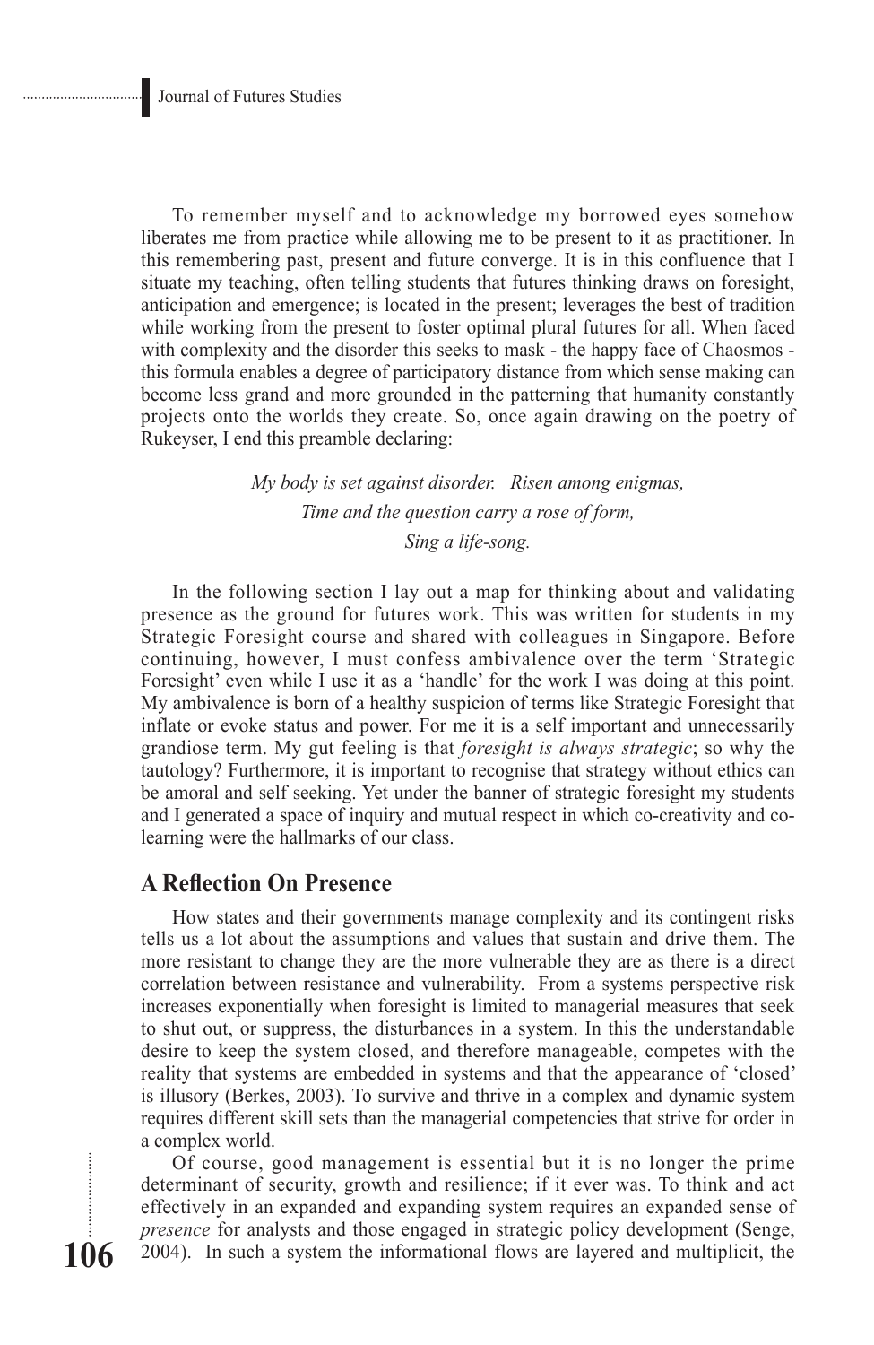To remember myself and to acknowledge my borrowed eyes somehow liberates me from practice while allowing me to be present to it as practitioner. In this remembering past, present and future converge. It is in this confluence that I situate my teaching, often telling students that futures thinking draws on foresight, anticipation and emergence; is located in the present; leverages the best of tradition while working from the present to foster optimal plural futures for all. When faced with complexity and the disorder this seeks to mask - the happy face of Chaosmos - this formula enables a degree of participatory distance from which sense making can become less grand and more grounded in the patterning that humanity constantly projects onto the worlds they create. So, once again drawing on the poetry of Rukeyser, I end this preamble declaring:

*My body is set against disorder. Risen among enigmas,*
*Time and the question carry a rose of form,*
*Sing a life-song.*

In the following section I lay out a map for thinking about and validating presence as the ground for futures work. This was written for students in my Strategic Foresight course and shared with colleagues in Singapore. Before continuing, however, I must confess ambivalence over the term 'Strategic Foresight' even while I use it as a 'handle' for the work I was doing at this point. My ambivalence is born of a healthy suspicion of terms like Strategic Foresight that inflate or evoke status and power. For me it is a self important and unnecessarily grandiose term. My gut feeling is that *foresight is always strategic*; so why the tautology? Furthermore, it is important to recognise that strategy without ethics can be amoral and self seeking. Yet under the banner of strategic foresight my students and I generated a space of inquiry and mutual respect in which co-creativity and co-learning were the hallmarks of our class.

## A Reflection On Presence

How states and their governments manage complexity and its contingent risks tells us a lot about the assumptions and values that sustain and drive them. The more resistant to change they are the more vulnerable they are as there is a direct correlation between resistance and vulnerability. From a systems perspective risk increases exponentially when foresight is limited to managerial measures that seek to shut out, or suppress, the disturbances in a system. In this the understandable desire to keep the system closed, and therefore manageable, competes with the reality that systems are embedded in systems and that the appearance of 'closed' is illusory (Berkes, 2003). To survive and thrive in a complex and dynamic system requires different skill sets than the managerial competencies that strive for order in a complex world.

Of course, good management is essential but it is no longer the prime determinant of security, growth and resilience; if it ever was. To think and act effectively in an expanded and expanding system requires an expanded sense of *presence* for analysts and those engaged in strategic policy development (Senge, 2004). In such a system the informational flows are layered and multiplicit, the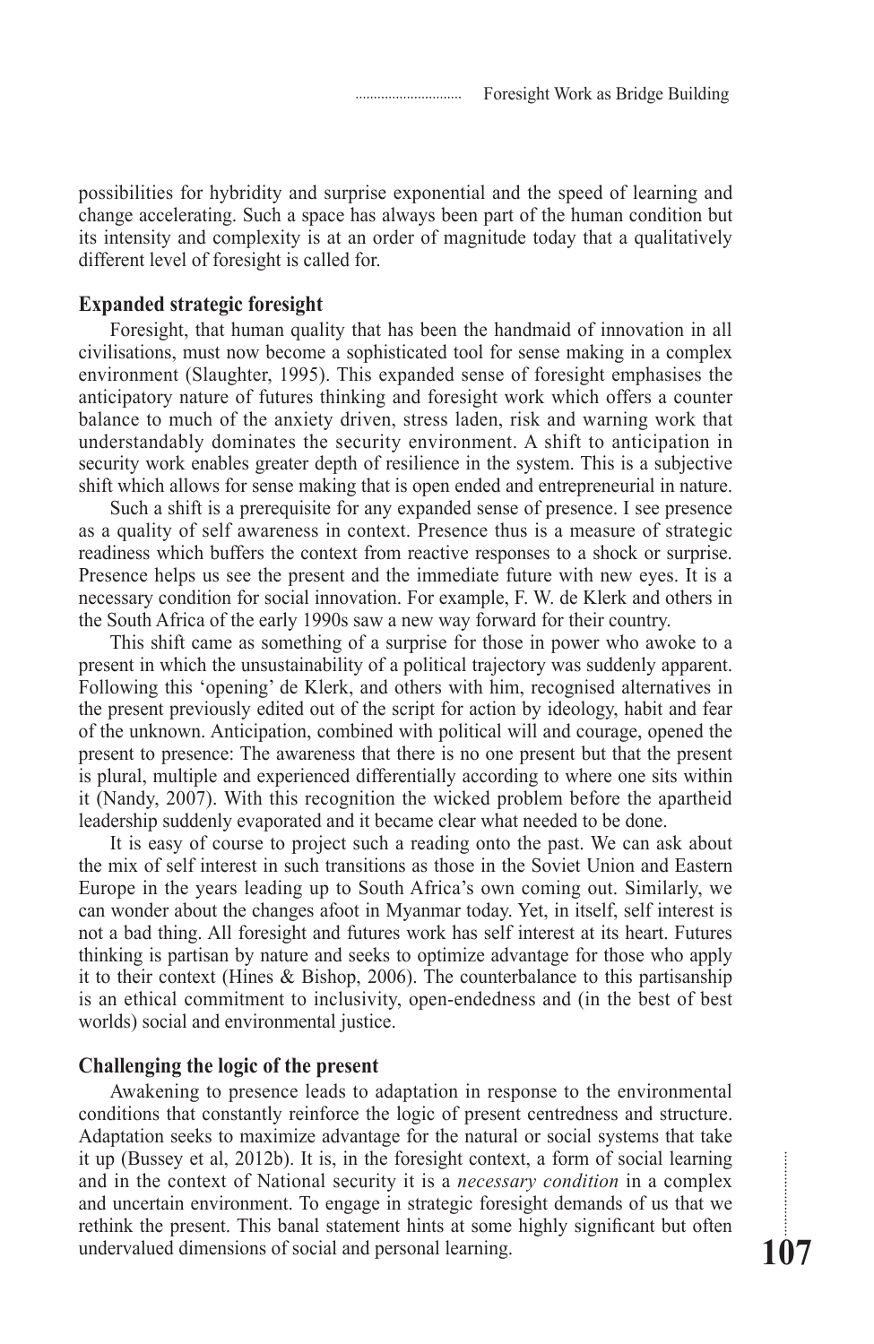possibilities for hybridity and surprise exponential and the speed of learning and change accelerating. Such a space has always been part of the human condition but its intensity and complexity is at an order of magnitude today that a qualitatively different level of foresight is called for.

## Expanded strategic foresight

Foresight, that human quality that has been the handmaid of innovation in all civilisations, must now become a sophisticated tool for sense making in a complex environment (Slaughter, 1995). This expanded sense of foresight emphasises the anticipatory nature of futures thinking and foresight work which offers a counter balance to much of the anxiety driven, stress laden, risk and warning work that understandably dominates the security environment. A shift to anticipation in security work enables greater depth of resilience in the system. This is a subjective shift which allows for sense making that is open ended and entrepreneurial in nature.

Such a shift is a prerequisite for any expanded sense of presence. I see presence as a quality of self awareness in context. Presence thus is a measure of strategic readiness which buffers the context from reactive responses to a shock or surprise. Presence helps us see the present and the immediate future with new eyes. It is a necessary condition for social innovation. For example, F. W. de Klerk and others in the South Africa of the early 1990s saw a new way forward for their country.

This shift came as something of a surprise for those in power who awoke to a present in which the unsustainability of a political trajectory was suddenly apparent. Following this 'opening' de Klerk, and others with him, recognised alternatives in the present previously edited out of the script for action by ideology, habit and fear of the unknown. Anticipation, combined with political will and courage, opened the present to presence: The awareness that there is no one present but that the present is plural, multiple and experienced differentially according to where one sits within it (Nandy, 2007). With this recognition the wicked problem before the apartheid leadership suddenly evaporated and it became clear what needed to be done.

It is easy of course to project such a reading onto the past. We can ask about the mix of self interest in such transitions as those in the Soviet Union and Eastern Europe in the years leading up to South Africa's own coming out. Similarly, we can wonder about the changes afoot in Myanmar today. Yet, in itself, self interest is not a bad thing. All foresight and futures work has self interest at its heart. Futures thinking is partisan by nature and seeks to optimize advantage for those who apply it to their context (Hines & Bishop, 2006). The counterbalance to this partisanship is an ethical commitment to inclusivity, open-endedness and (in the best of best worlds) social and environmental justice.

## Challenging the logic of the present

Awakening to presence leads to adaptation in response to the environmental conditions that constantly reinforce the logic of present centredness and structure. Adaptation seeks to maximize advantage for the natural or social systems that take it up (Bussey et al, 2012b). It is, in the foresight context, a form of social learning and in the context of National security it is a *necessary condition* in a complex and uncertain environment. To engage in strategic foresight demands of us that we rethink the present. This banal statement hints at some highly significant but often undervalued dimensions of social and personal learning.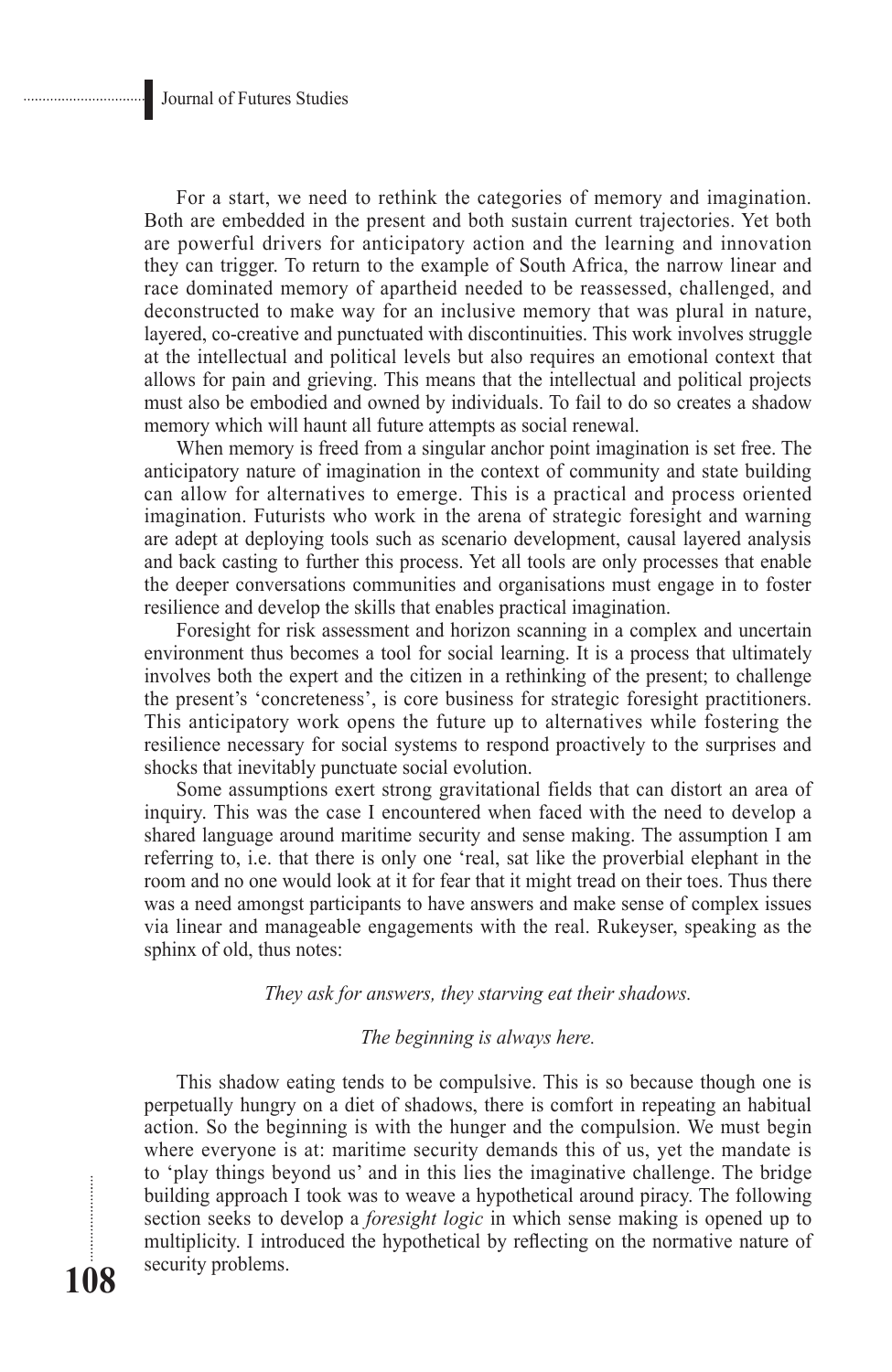For a start, we need to rethink the categories of memory and imagination. Both are embedded in the present and both sustain current trajectories. Yet both are powerful drivers for anticipatory action and the learning and innovation they can trigger. To return to the example of South Africa, the narrow linear and race dominated memory of apartheid needed to be reassessed, challenged, and deconstructed to make way for an inclusive memory that was plural in nature, layered, co-creative and punctuated with discontinuities. This work involves struggle at the intellectual and political levels but also requires an emotional context that allows for pain and grieving. This means that the intellectual and political projects must also be embodied and owned by individuals. To fail to do so creates a shadow memory which will haunt all future attempts as social renewal.

When memory is freed from a singular anchor point imagination is set free. The anticipatory nature of imagination in the context of community and state building can allow for alternatives to emerge. This is a practical and process oriented imagination. Futurists who work in the arena of strategic foresight and warning are adept at deploying tools such as scenario development, causal layered analysis and back casting to further this process. Yet all tools are only processes that enable the deeper conversations communities and organisations must engage in to foster resilience and develop the skills that enables practical imagination.

Foresight for risk assessment and horizon scanning in a complex and uncertain environment thus becomes a tool for social learning. It is a process that ultimately involves both the expert and the citizen in a rethinking of the present; to challenge the present's 'concreteness', is core business for strategic foresight practitioners. This anticipatory work opens the future up to alternatives while fostering the resilience necessary for social systems to respond proactively to the surprises and shocks that inevitably punctuate social evolution.

Some assumptions exert strong gravitational fields that can distort an area of inquiry. This was the case I encountered when faced with the need to develop a shared language around maritime security and sense making. The assumption I am referring to, i.e. that there is only one 'real, sat like the proverbial elephant in the room and no one would look at it for fear that it might tread on their toes. Thus there was a need amongst participants to have answers and make sense of complex issues via linear and manageable engagements with the real. Rukeyser, speaking as the sphinx of old, thus notes:

*They ask for answers, they starving eat their shadows.*

*The beginning is always here.*

This shadow eating tends to be compulsive. This is so because though one is perpetually hungry on a diet of shadows, there is comfort in repeating an habitual action. So the beginning is with the hunger and the compulsion. We must begin where everyone is at: maritime security demands this of us, yet the mandate is to 'play things beyond us' and in this lies the imaginative challenge. The bridge building approach I took was to weave a hypothetical around piracy. The following section seeks to develop a *foresight logic* in which sense making is opened up to multiplicity. I introduced the hypothetical by reflecting on the normative nature of security problems.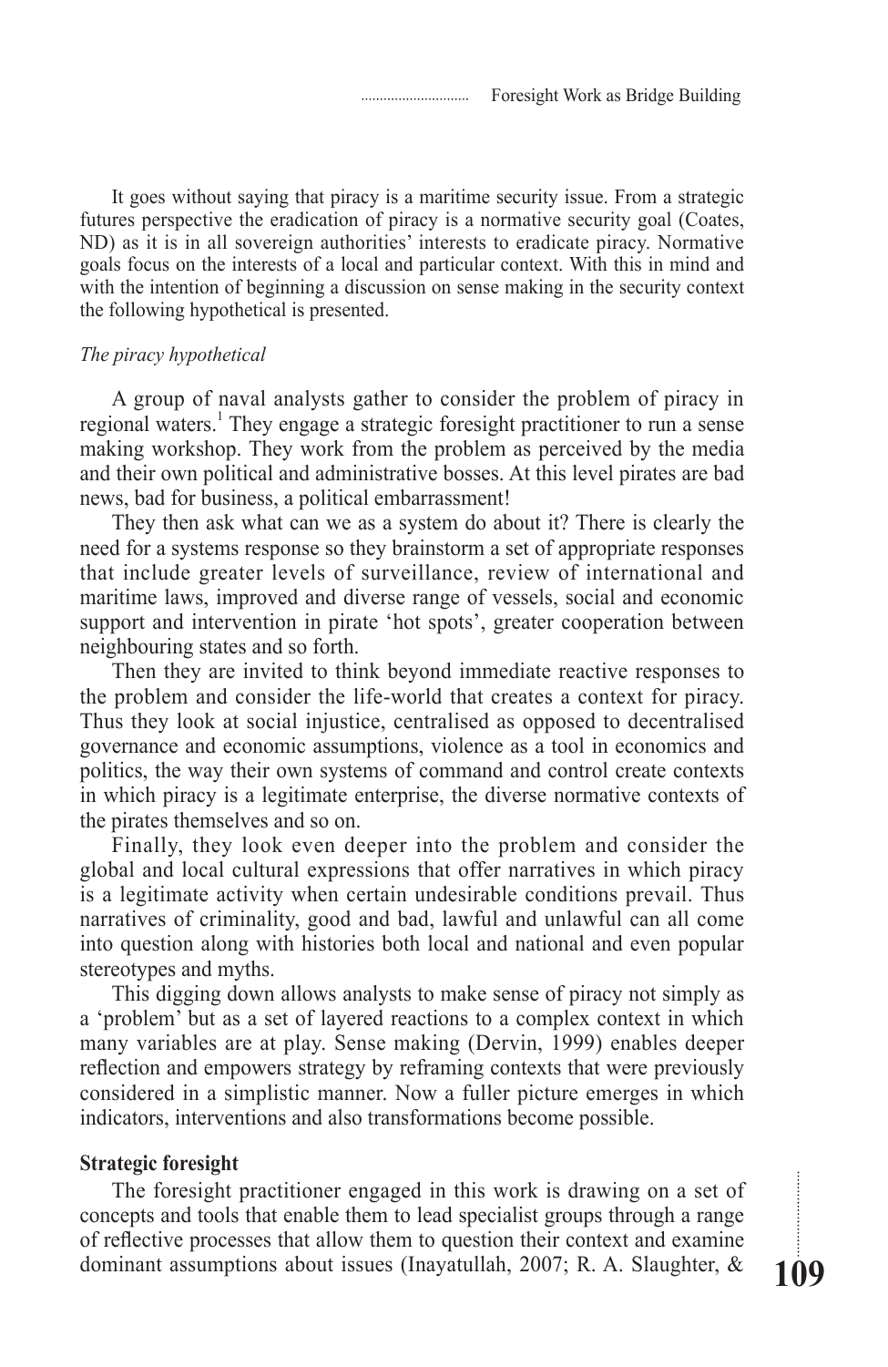It goes without saying that piracy is a maritime security issue. From a strategic futures perspective the eradication of piracy is a normative security goal (Coates, ND) as it is in all sovereign authorities' interests to eradicate piracy. Normative goals focus on the interests of a local and particular context. With this in mind and with the intention of beginning a discussion on sense making in the security context the following hypothetical is presented.

*The piracy hypothetical*

A group of naval analysts gather to consider the problem of piracy in regional waters.[1] They engage a strategic foresight practitioner to run a sense making workshop. They work from the problem as perceived by the media and their own political and administrative bosses. At this level pirates are bad news, bad for business, a political embarrassment!

They then ask what can we as a system do about it? There is clearly the need for a systems response so they brainstorm a set of appropriate responses that include greater levels of surveillance, review of international and maritime laws, improved and diverse range of vessels, social and economic support and intervention in pirate 'hot spots', greater cooperation between neighbouring states and so forth.

Then they are invited to think beyond immediate reactive responses to the problem and consider the life-world that creates a context for piracy. Thus they look at social injustice, centralised as opposed to decentralised governance and economic assumptions, violence as a tool in economics and politics, the way their own systems of command and control create contexts in which piracy is a legitimate enterprise, the diverse normative contexts of the pirates themselves and so on.

Finally, they look even deeper into the problem and consider the global and local cultural expressions that offer narratives in which piracy is a legitimate activity when certain undesirable conditions prevail. Thus narratives of criminality, good and bad, lawful and unlawful can all come into question along with histories both local and national and even popular stereotypes and myths.

This digging down allows analysts to make sense of piracy not simply as a 'problem' but as a set of layered reactions to a complex context in which many variables are at play. Sense making (Dervin, 1999) enables deeper reflection and empowers strategy by reframing contexts that were previously considered in a simplistic manner. Now a fuller picture emerges in which indicators, interventions and also transformations become possible.

**Strategic foresight**

The foresight practitioner engaged in this work is drawing on a set of concepts and tools that enable them to lead specialist groups through a range of reflective processes that allow them to question their context and examine dominant assumptions about issues (Inayatullah, 2007; R. A. Slaughter, &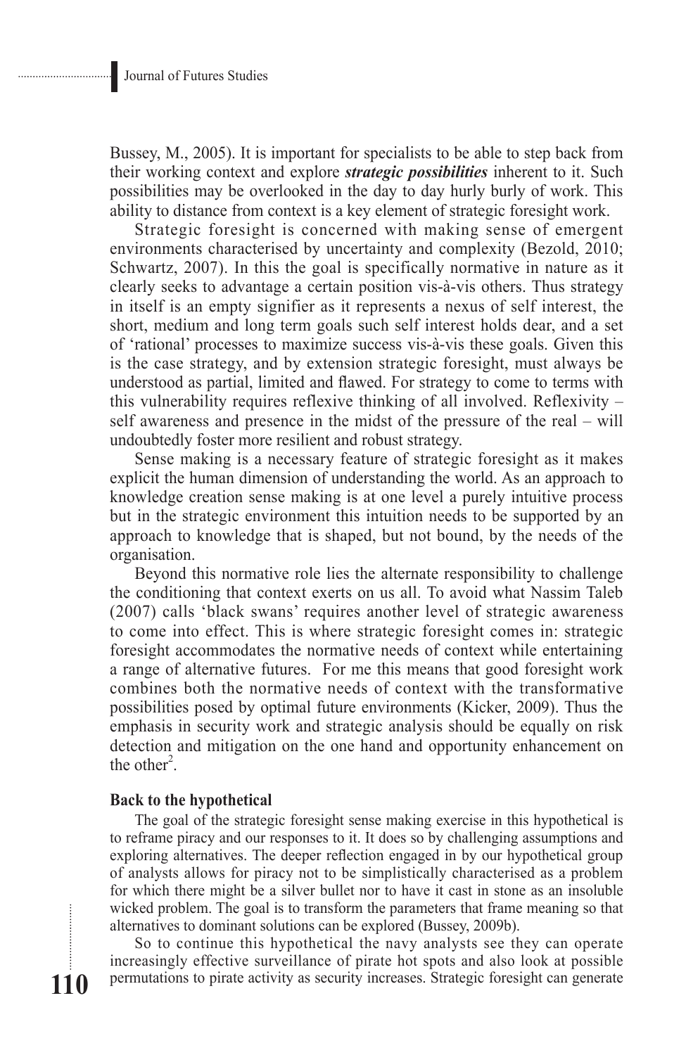Bussey, M., 2005). It is important for specialists to be able to step back from their working context and explore ***strategic possibilities*** inherent to it. Such possibilities may be overlooked in the day to day hurly burly of work. This ability to distance from context is a key element of strategic foresight work.

Strategic foresight is concerned with making sense of emergent environments characterised by uncertainty and complexity (Bezold, 2010; Schwartz, 2007). In this the goal is specifically normative in nature as it clearly seeks to advantage a certain position vis-à-vis others. Thus strategy in itself is an empty signifier as it represents a nexus of self interest, the short, medium and long term goals such self interest holds dear, and a set of 'rational' processes to maximize success vis-à-vis these goals. Given this is the case strategy, and by extension strategic foresight, must always be understood as partial, limited and flawed. For strategy to come to terms with this vulnerability requires reflexive thinking of all involved. Reflexivity – self awareness and presence in the midst of the pressure of the real – will undoubtedly foster more resilient and robust strategy.

Sense making is a necessary feature of strategic foresight as it makes explicit the human dimension of understanding the world. As an approach to knowledge creation sense making is at one level a purely intuitive process but in the strategic environment this intuition needs to be supported by an approach to knowledge that is shaped, but not bound, by the needs of the organisation.

Beyond this normative role lies the alternate responsibility to challenge the conditioning that context exerts on us all. To avoid what Nassim Taleb (2007) calls 'black swans' requires another level of strategic awareness to come into effect. This is where strategic foresight comes in: strategic foresight accommodates the normative needs of context while entertaining a range of alternative futures. For me this means that good foresight work combines both the normative needs of context with the transformative possibilities posed by optimal future environments (Kicker, 2009). Thus the emphasis in security work and strategic analysis should be equally on risk detection and mitigation on the one hand and opportunity enhancement on the other[2].

**Back to the hypothetical**

The goal of the strategic foresight sense making exercise in this hypothetical is to reframe piracy and our responses to it. It does so by challenging assumptions and exploring alternatives. The deeper reflection engaged in by our hypothetical group of analysts allows for piracy not to be simplistically characterised as a problem for which there might be a silver bullet nor to have it cast in stone as an insoluble wicked problem. The goal is to transform the parameters that frame meaning so that alternatives to dominant solutions can be explored (Bussey, 2009b).

So to continue this hypothetical the navy analysts see they can operate increasingly effective surveillance of pirate hot spots and also look at possible permutations to pirate activity as security increases. Strategic foresight can generate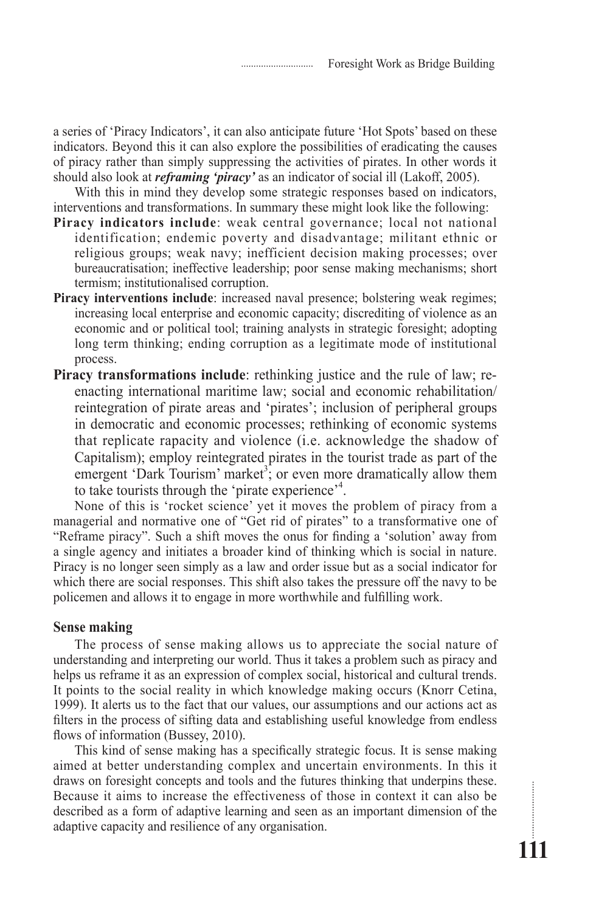a series of 'Piracy Indicators', it can also anticipate future 'Hot Spots' based on these indicators. Beyond this it can also explore the possibilities of eradicating the causes of piracy rather than simply suppressing the activities of pirates. In other words it should also look at ***reframing 'piracy'*** as an indicator of social ill (Lakoff, 2005).

With this in mind they develop some strategic responses based on indicators, interventions and transformations. In summary these might look like the following:

**Piracy indicators include**: weak central governance; local not national identification; endemic poverty and disadvantage; militant ethnic or religious groups; weak navy; inefficient decision making processes; over bureaucratisation; ineffective leadership; poor sense making mechanisms; short termism; institutionalised corruption.

**Piracy interventions include**: increased naval presence; bolstering weak regimes; increasing local enterprise and economic capacity; discrediting of violence as an economic and or political tool; training analysts in strategic foresight; adopting long term thinking; ending corruption as a legitimate mode of institutional process.

**Piracy transformations include**: rethinking justice and the rule of law; re-enacting international maritime law; social and economic rehabilitation/ reintegration of pirate areas and 'pirates'; inclusion of peripheral groups in democratic and economic processes; rethinking of economic systems that replicate rapacity and violence (i.e. acknowledge the shadow of Capitalism); employ reintegrated pirates in the tourist trade as part of the emergent 'Dark Tourism' market[3]; or even more dramatically allow them to take tourists through the 'pirate experience'[4].

None of this is 'rocket science' yet it moves the problem of piracy from a managerial and normative one of "Get rid of pirates" to a transformative one of "Reframe piracy". Such a shift moves the onus for finding a 'solution' away from a single agency and initiates a broader kind of thinking which is social in nature. Piracy is no longer seen simply as a law and order issue but as a social indicator for which there are social responses. This shift also takes the pressure off the navy to be policemen and allows it to engage in more worthwhile and fulfilling work.

## Sense making

The process of sense making allows us to appreciate the social nature of understanding and interpreting our world. Thus it takes a problem such as piracy and helps us reframe it as an expression of complex social, historical and cultural trends. It points to the social reality in which knowledge making occurs (Knorr Cetina, 1999). It alerts us to the fact that our values, our assumptions and our actions act as filters in the process of sifting data and establishing useful knowledge from endless flows of information (Bussey, 2010).

This kind of sense making has a specifically strategic focus. It is sense making aimed at better understanding complex and uncertain environments. In this it draws on foresight concepts and tools and the futures thinking that underpins these. Because it aims to increase the effectiveness of those in context it can also be described as a form of adaptive learning and seen as an important dimension of the adaptive capacity and resilience of any organisation.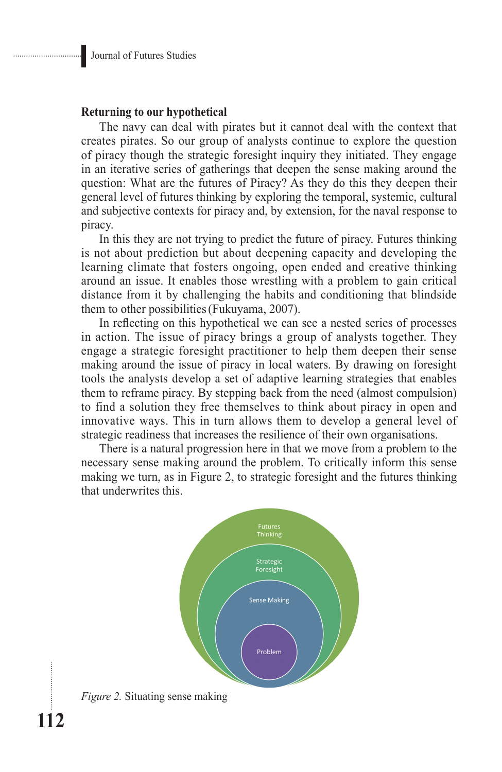### Returning to our hypothetical

The navy can deal with pirates but it cannot deal with the context that creates pirates. So our group of analysts continue to explore the question of piracy though the strategic foresight inquiry they initiated. They engage in an iterative series of gatherings that deepen the sense making around the question: What are the futures of Piracy? As they do this they deepen their general level of futures thinking by exploring the temporal, systemic, cultural and subjective contexts for piracy and, by extension, for the naval response to piracy.

In this they are not trying to predict the future of piracy. Futures thinking is not about prediction but about deepening capacity and developing the learning climate that fosters ongoing, open ended and creative thinking around an issue. It enables those wrestling with a problem to gain critical distance from it by challenging the habits and conditioning that blindside them to other possibilities (Fukuyama, 2007).

In reflecting on this hypothetical we can see a nested series of processes in action. The issue of piracy brings a group of analysts together. They engage a strategic foresight practitioner to help them deepen their sense making around the issue of piracy in local waters. By drawing on foresight tools the analysts develop a set of adaptive learning strategies that enables them to reframe piracy. By stepping back from the need (almost compulsion) to find a solution they free themselves to think about piracy in open and innovative ways. This in turn allows them to develop a general level of strategic readiness that increases the resilience of their own organisations.

There is a natural progression here in that we move from a problem to the necessary sense making around the problem. To critically inform this sense making we turn, as in Figure 2, to strategic foresight and the futures thinking that underwrites this.

Futures Thinking

Strategic Foresight

Sense Making

Problem

*Figure 2.* Situating sense making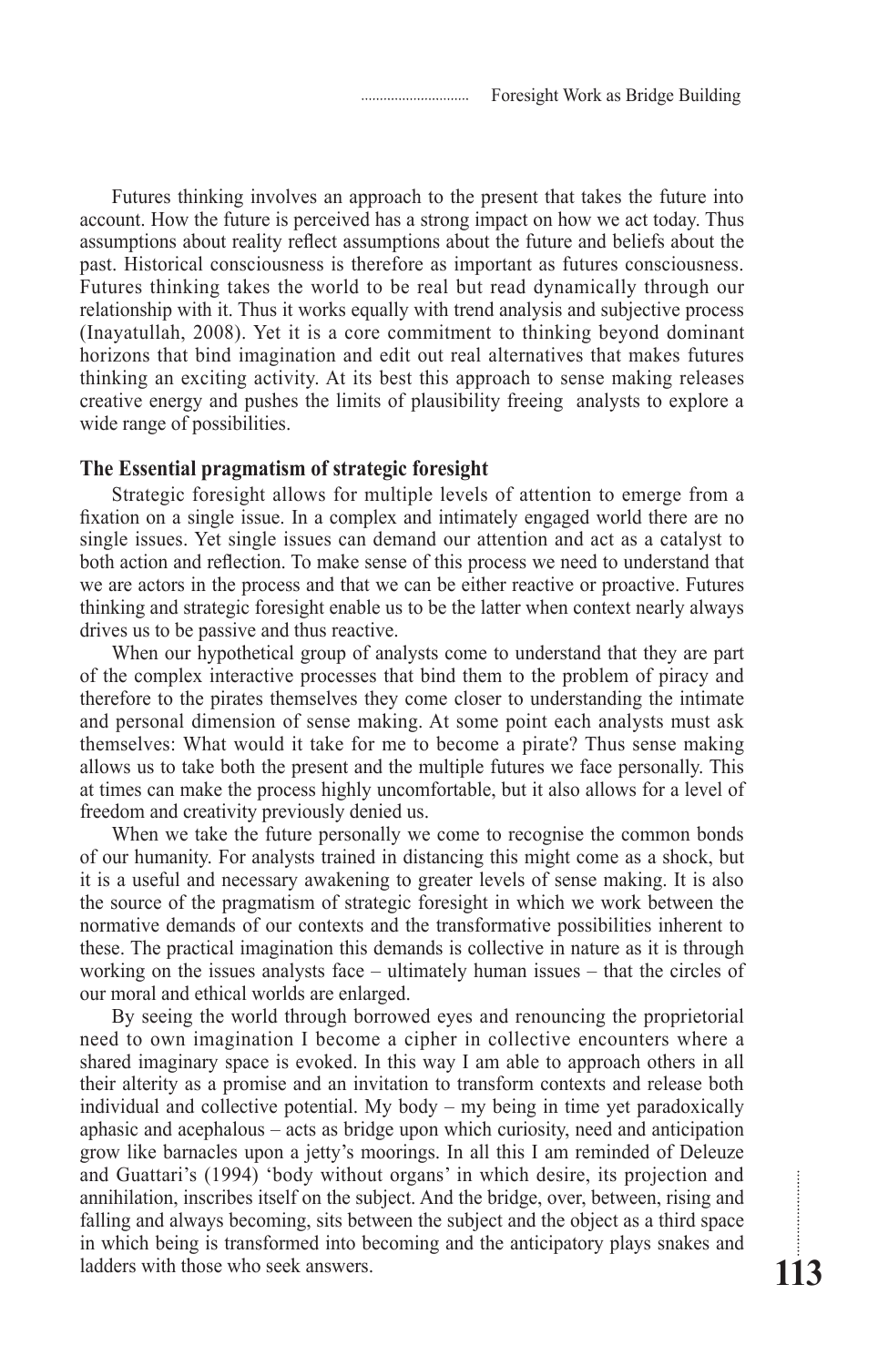Futures thinking involves an approach to the present that takes the future into account. How the future is perceived has a strong impact on how we act today. Thus assumptions about reality reflect assumptions about the future and beliefs about the past. Historical consciousness is therefore as important as futures consciousness. Futures thinking takes the world to be real but read dynamically through our relationship with it. Thus it works equally with trend analysis and subjective process (Inayatullah, 2008). Yet it is a core commitment to thinking beyond dominant horizons that bind imagination and edit out real alternatives that makes futures thinking an exciting activity. At its best this approach to sense making releases creative energy and pushes the limits of plausibility freeing analysts to explore a wide range of possibilities.

## The Essential pragmatism of strategic foresight

Strategic foresight allows for multiple levels of attention to emerge from a fixation on a single issue. In a complex and intimately engaged world there are no single issues. Yet single issues can demand our attention and act as a catalyst to both action and reflection. To make sense of this process we need to understand that we are actors in the process and that we can be either reactive or proactive. Futures thinking and strategic foresight enable us to be the latter when context nearly always drives us to be passive and thus reactive.

When our hypothetical group of analysts come to understand that they are part of the complex interactive processes that bind them to the problem of piracy and therefore to the pirates themselves they come closer to understanding the intimate and personal dimension of sense making. At some point each analysts must ask themselves: What would it take for me to become a pirate? Thus sense making allows us to take both the present and the multiple futures we face personally. This at times can make the process highly uncomfortable, but it also allows for a level of freedom and creativity previously denied us.

When we take the future personally we come to recognise the common bonds of our humanity. For analysts trained in distancing this might come as a shock, but it is a useful and necessary awakening to greater levels of sense making. It is also the source of the pragmatism of strategic foresight in which we work between the normative demands of our contexts and the transformative possibilities inherent to these. The practical imagination this demands is collective in nature as it is through working on the issues analysts face – ultimately human issues – that the circles of our moral and ethical worlds are enlarged.

By seeing the world through borrowed eyes and renouncing the proprietorial need to own imagination I become a cipher in collective encounters where a shared imaginary space is evoked. In this way I am able to approach others in all their alterity as a promise and an invitation to transform contexts and release both individual and collective potential. My body – my being in time yet paradoxically aphasic and acephalous – acts as bridge upon which curiosity, need and anticipation grow like barnacles upon a jetty's moorings. In all this I am reminded of Deleuze and Guattari's (1994) 'body without organs' in which desire, its projection and annihilation, inscribes itself on the subject. And the bridge, over, between, rising and falling and always becoming, sits between the subject and the object as a third space in which being is transformed into becoming and the anticipatory plays snakes and ladders with those who seek answers.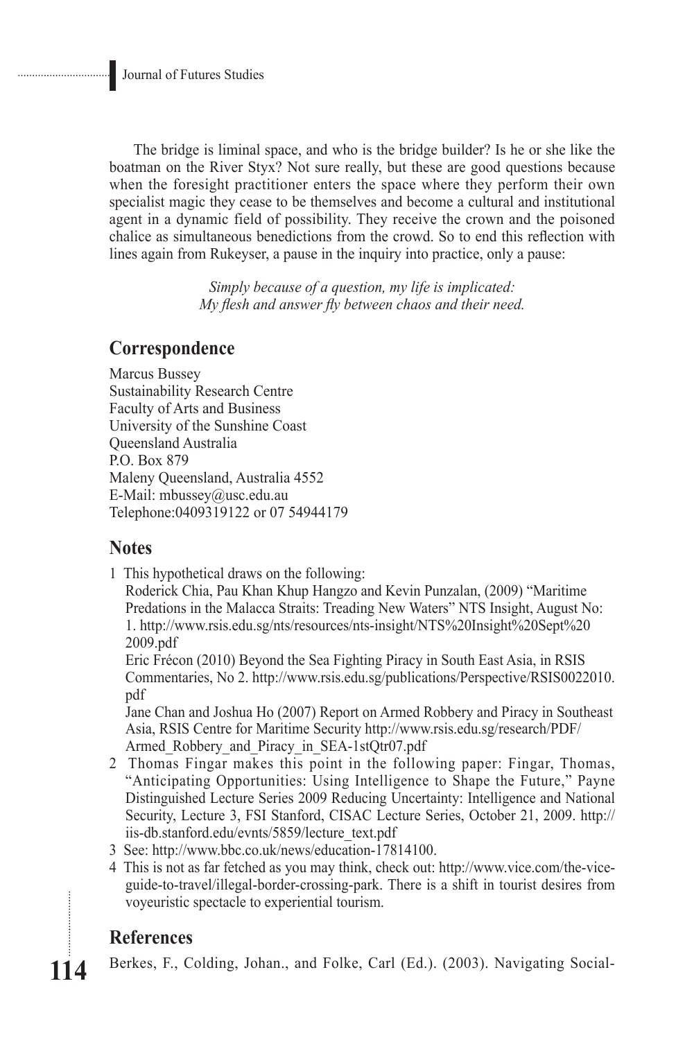The bridge is liminal space, and who is the bridge builder? Is he or she like the boatman on the River Styx? Not sure really, but these are good questions because when the foresight practitioner enters the space where they perform their own specialist magic they cease to be themselves and become a cultural and institutional agent in a dynamic field of possibility. They receive the crown and the poisoned chalice as simultaneous benedictions from the crowd. So to end this reflection with lines again from Rukeyser, a pause in the inquiry into practice, only a pause:

*Simply because of a question, my life is implicated:*
*My flesh and answer fly between chaos and their need.*

## Correspondence

Marcus Bussey
Sustainability Research Centre
Faculty of Arts and Business
University of the Sunshine Coast
Queensland Australia
P.O. Box 879
Maleny Queensland, Australia 4552
E-Mail: mbussey@usc.edu.au
Telephone:0409319122 or 07 54944179

## Notes

1. This hypothetical draws on the following:
   Roderick Chia, Pau Khan Khup Hangzo and Kevin Punzalan, (2009) "Maritime Predations in the Malacca Straits: Treading New Waters" NTS Insight, August No: 1. http://www.rsis.edu.sg/nts/resources/nts-insight/NTS%20Insight%20Sept%20 2009.pdf
   Eric Frécon (2010) Beyond the Sea Fighting Piracy in South East Asia, in RSIS Commentaries, No 2. http://www.rsis.edu.sg/publications/Perspective/RSIS0022010.pdf
   Jane Chan and Joshua Ho (2007) Report on Armed Robbery and Piracy in Southeast Asia, RSIS Centre for Maritime Security http://www.rsis.edu.sg/research/PDF/Armed_Robbery_and_Piracy_in_SEA-1stQtr07.pdf
2. Thomas Fingar makes this point in the following paper: Fingar, Thomas, "Anticipating Opportunities: Using Intelligence to Shape the Future," Payne Distinguished Lecture Series 2009 Reducing Uncertainty: Intelligence and National Security, Lecture 3, FSI Stanford, CISAC Lecture Series, October 21, 2009. http://iis-db.stanford.edu/evnts/5859/lecture_text.pdf
3. See: http://www.bbc.co.uk/news/education-17814100.
4. This is not as far fetched as you may think, check out: http://www.vice.com/the-vice-guide-to-travel/illegal-border-crossing-park. There is a shift in tourist desires from voyeuristic spectacle to experiential tourism.

## References

Berkes, F., Colding, Johan., and Folke, Carl (Ed.). (2003). Navigating Social-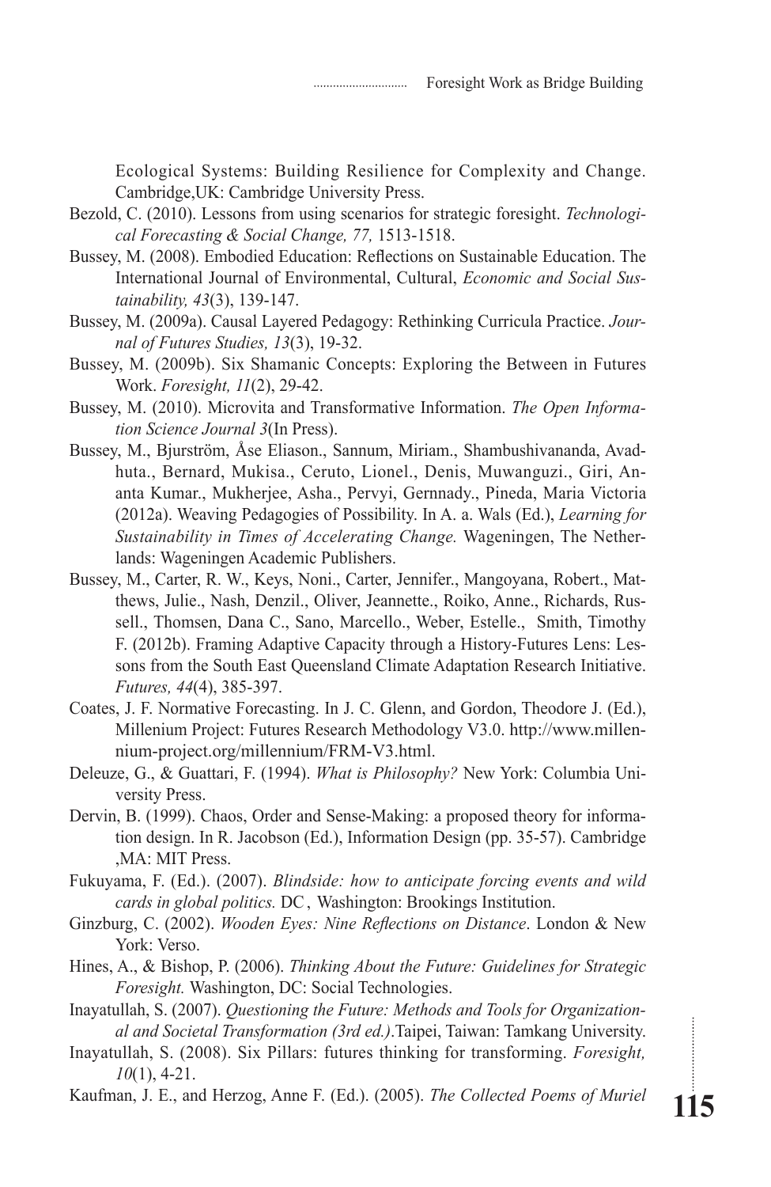Ecological Systems: Building Resilience for Complexity and Change. Cambridge,UK: Cambridge University Press.

Bezold, C. (2010). Lessons from using scenarios for strategic foresight. *Technological Forecasting & Social Change, 77,* 1513-1518.

Bussey, M. (2008). Embodied Education: Reflections on Sustainable Education. The International Journal of Environmental, Cultural, *Economic and Social Sustainability, 43*(3), 139-147.

Bussey, M. (2009a). Causal Layered Pedagogy: Rethinking Curricula Practice. *Journal of Futures Studies, 13*(3), 19-32.

Bussey, M. (2009b). Six Shamanic Concepts: Exploring the Between in Futures Work. *Foresight, 11*(2), 29-42.

Bussey, M. (2010). Microvita and Transformative Information. *The Open Information Science Journal 3*(In Press).

Bussey, M., Bjurström, Åse Eliason., Sannum, Miriam., Shambushivananda, Avadhuta., Bernard, Mukisa., Ceruto, Lionel., Denis, Muwanguzi., Giri, Ananta Kumar., Mukherjee, Asha., Pervyi, Gernnady., Pineda, Maria Victoria (2012a). Weaving Pedagogies of Possibility. In A. a. Wals (Ed.), *Learning for Sustainability in Times of Accelerating Change.* Wageningen, The Netherlands: Wageningen Academic Publishers.

Bussey, M., Carter, R. W., Keys, Noni., Carter, Jennifer., Mangoyana, Robert., Matthews, Julie., Nash, Denzil., Oliver, Jeannette., Roiko, Anne., Richards, Russell., Thomsen, Dana C., Sano, Marcello., Weber, Estelle., Smith, Timothy F. (2012b). Framing Adaptive Capacity through a History-Futures Lens: Lessons from the South East Queensland Climate Adaptation Research Initiative. *Futures, 44*(4), 385-397.

Coates, J. F. Normative Forecasting. In J. C. Glenn, and Gordon, Theodore J. (Ed.), Millenium Project: Futures Research Methodology V3.0. http://www.millennium-project.org/millennium/FRM-V3.html.

Deleuze, G., & Guattari, F. (1994). *What is Philosophy?* New York: Columbia University Press.

Dervin, B. (1999). Chaos, Order and Sense-Making: a proposed theory for information design. In R. Jacobson (Ed.), Information Design (pp. 35-57). Cambridge ,MA: MIT Press.

Fukuyama, F. (Ed.). (2007). *Blindside: how to anticipate forcing events and wild cards in global politics.* DC , Washington: Brookings Institution.

Ginzburg, C. (2002). *Wooden Eyes: Nine Reflections on Distance*. London & New York: Verso.

Hines, A., & Bishop, P. (2006). *Thinking About the Future: Guidelines for Strategic Foresight.* Washington, DC: Social Technologies.

Inayatullah, S. (2007). *Questioning the Future: Methods and Tools for Organizational and Societal Transformation (3rd ed.)*.Taipei, Taiwan: Tamkang University.

Inayatullah, S. (2008). Six Pillars: futures thinking for transforming. *Foresight, 10*(1), 4-21.

Kaufman, J. E., and Herzog, Anne F. (Ed.). (2005). *The Collected Poems of Muriel*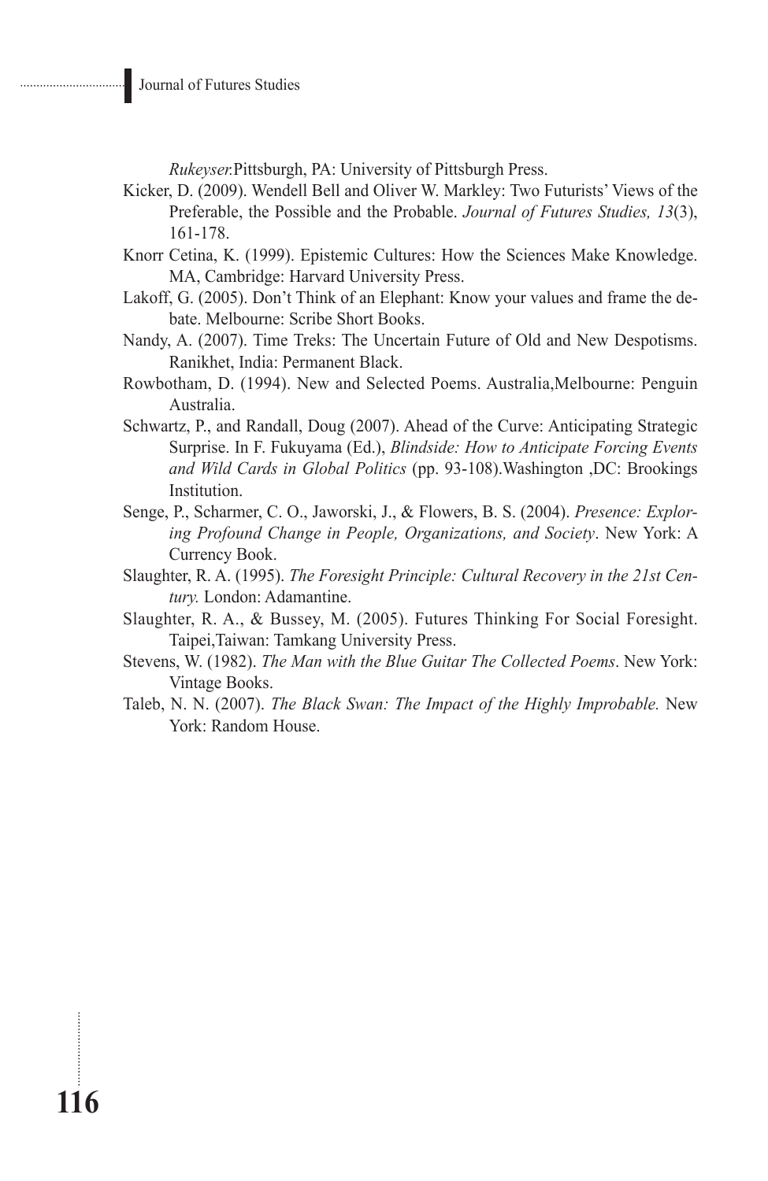*Rukeyser.*Pittsburgh, PA: University of Pittsburgh Press.

Kicker, D. (2009). Wendell Bell and Oliver W. Markley: Two Futurists' Views of the Preferable, the Possible and the Probable. *Journal of Futures Studies, 13*(3), 161-178.

Knorr Cetina, K. (1999). Epistemic Cultures: How the Sciences Make Knowledge. MA, Cambridge: Harvard University Press.

Lakoff, G. (2005). Don't Think of an Elephant: Know your values and frame the debate. Melbourne: Scribe Short Books.

Nandy, A. (2007). Time Treks: The Uncertain Future of Old and New Despotisms. Ranikhet, India: Permanent Black.

Rowbotham, D. (1994). New and Selected Poems. Australia,Melbourne: Penguin Australia.

Schwartz, P., and Randall, Doug (2007). Ahead of the Curve: Anticipating Strategic Surprise. In F. Fukuyama (Ed.), *Blindside: How to Anticipate Forcing Events and Wild Cards in Global Politics* (pp. 93-108).Washington ,DC: Brookings Institution.

Senge, P., Scharmer, C. O., Jaworski, J., & Flowers, B. S. (2004). *Presence: Exploring Profound Change in People, Organizations, and Society*. New York: A Currency Book.

Slaughter, R. A. (1995). *The Foresight Principle: Cultural Recovery in the 21st Century.* London: Adamantine.

Slaughter, R. A., & Bussey, M. (2005). Futures Thinking For Social Foresight. Taipei,Taiwan: Tamkang University Press.

Stevens, W. (1982). *The Man with the Blue Guitar The Collected Poems*. New York: Vintage Books.

Taleb, N. N. (2007). *The Black Swan: The Impact of the Highly Improbable.* New York: Random House.